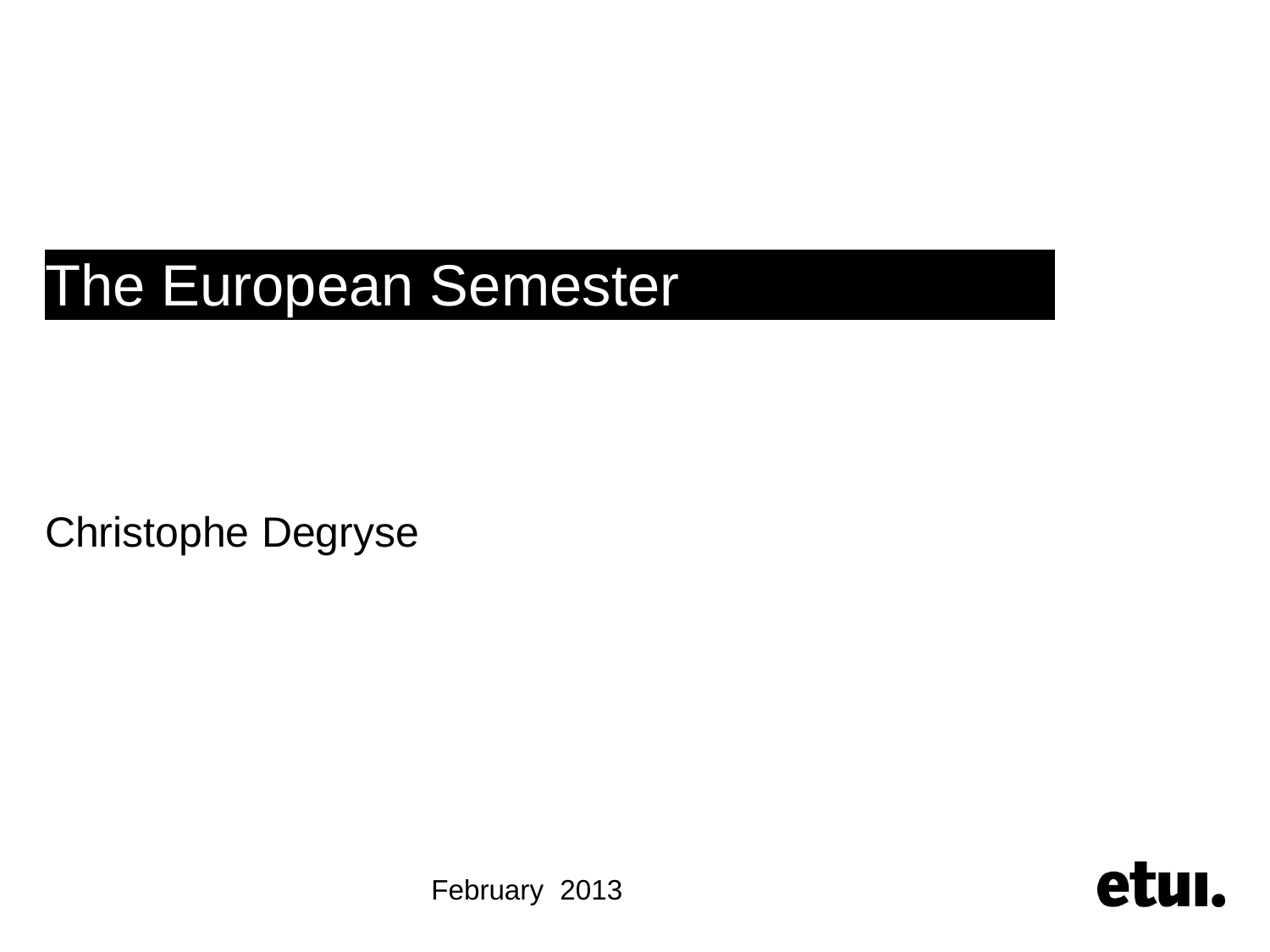# The European Semester

Christophe Degryse

February 2013

etui.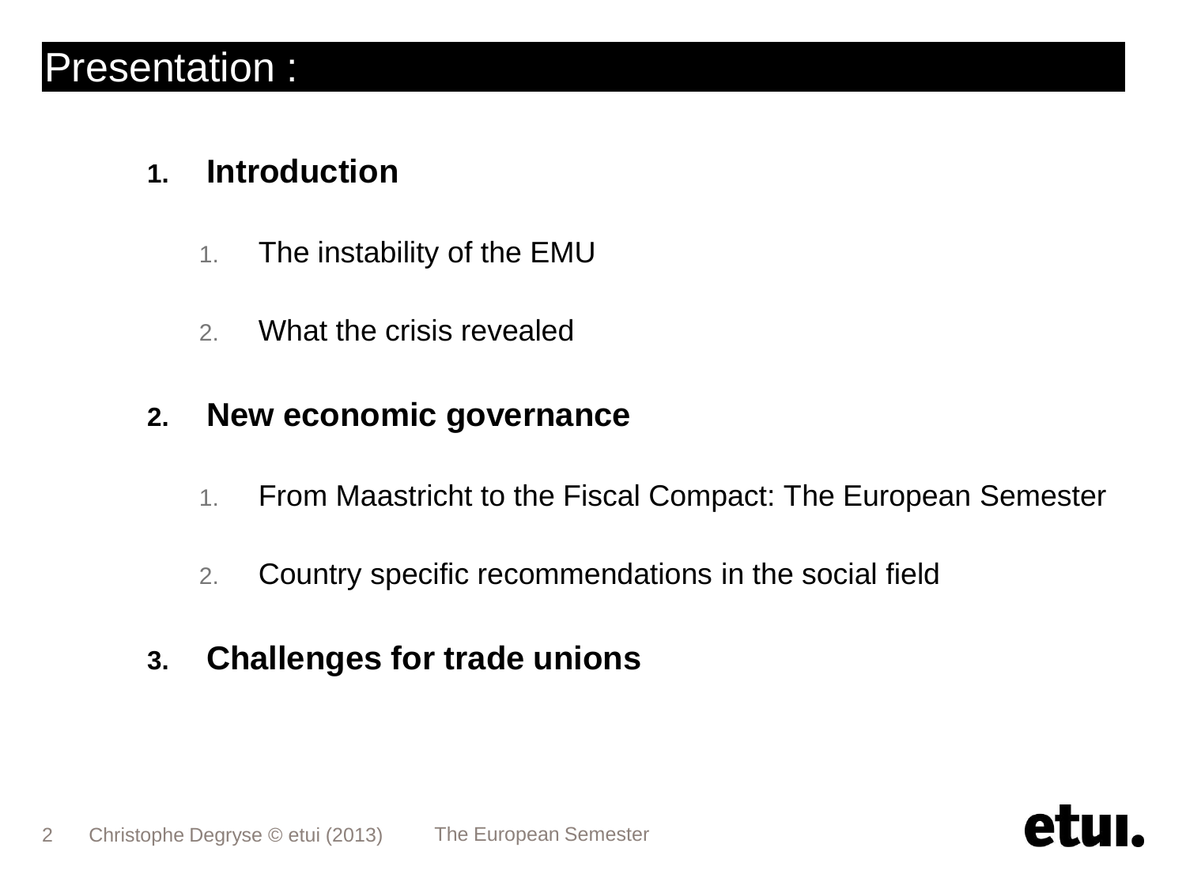# Presentation :

1. **Introduction**
    1. The instability of the EMU
    2. What the crisis revealed
2. **New economic governance**
    1. From Maastricht to the Fiscal Compact: The European Semester
    2. Country specific recommendations in the social field
3. **Challenges for trade unions**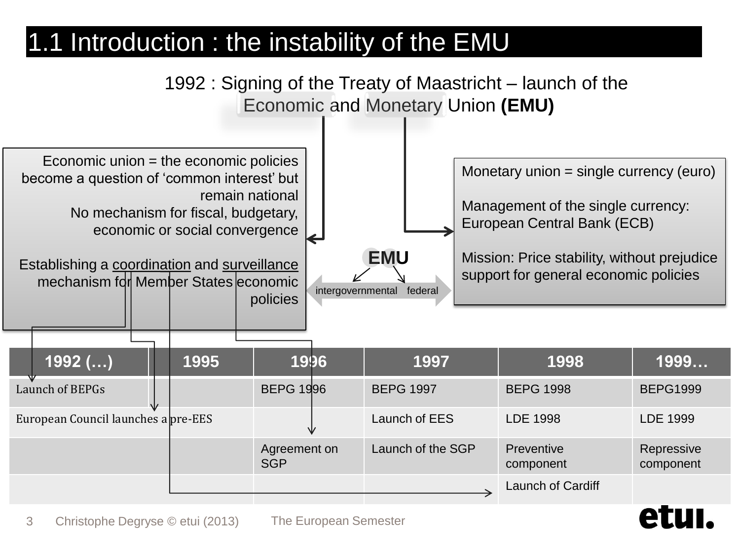# 1.1 Introduction : the instability of the EMU

1992 : Signing of the Treaty of Maastricht – launch of the Economic and Monetary Union **(EMU)**

Economic union = the economic policies become a question of 'common interest' but remain national
No mechanism for fiscal, budgetary, economic or social convergence

Establishing a coordination and surveillance mechanism for Member States economic policies

Monetary union = single currency (euro)

Management of the single currency: European Central Bank (ECB)

Mission: Price stability, without prejudice support for general economic policies

EMU

intergovernmental federal

| 1992 (…) | 1995 | 1996 | 1997 | 1998 | 1999… |
|---|---|---|---|---|---|
| Launch of BEPGs | | BEPG 1996 | BEPG 1997 | BEPG 1998 | BEPG1999 |
| European Council launches a pre-EES | | | Launch of EES | LDE 1998 | LDE 1999 |
| | | Agreement on SGP | Launch of the SGP | Preventive component | Repressive component |
| | | | | Launch of Cardiff | |

Christophe Degryse © etui (2013) The European Semester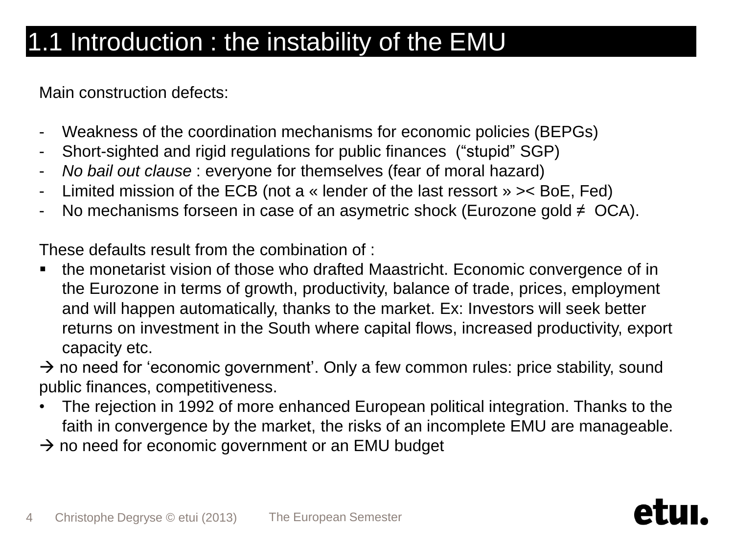# 1.1 Introduction : the instability of the EMU

Main construction defects:

- Weakness of the coordination mechanisms for economic policies (BEPGs)
- Short-sighted and rigid regulations for public finances ("stupid" SGP)
- *No bail out clause* : everyone for themselves (fear of moral hazard)
- Limited mission of the ECB (not a « lender of the last ressort » >< BoE, Fed)
- No mechanisms forseen in case of an asymetric shock (Eurozone gold ≠ OCA).

These defaults result from the combination of :

- the monetarist vision of those who drafted Maastricht. Economic convergence of in the Eurozone in terms of growth, productivity, balance of trade, prices, employment and will happen automatically, thanks to the market. Ex: Investors will seek better returns on investment in the South where capital flows, increased productivity, export capacity etc.

→ no need for 'economic government'. Only a few common rules: price stability, sound public finances, competitiveness.

- The rejection in 1992 of more enhanced European political integration. Thanks to the faith in convergence by the market, the risks of an incomplete EMU are manageable.

→ no need for economic government or an EMU budget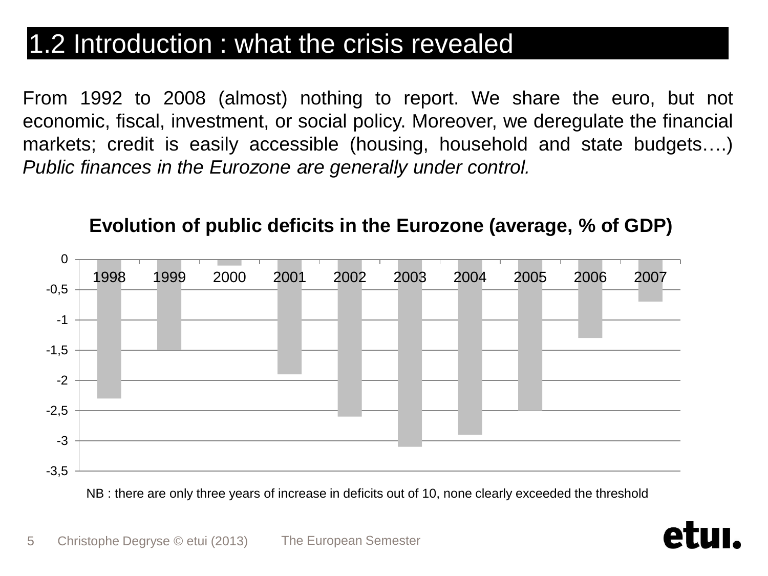# 1.2 Introduction : what the crisis revealed

From 1992 to 2008 (almost) nothing to report. We share the euro, but not economic, fiscal, investment, or social policy. Moreover, we deregulate the financial markets; credit is easily accessible (housing, household and state budgets….) *Public finances in the Eurozone are generally under control.*

**Evolution of public deficits in the Eurozone (average, % of GDP)**

| Year | Deficit (% of GDP) |
|---|---|
| 1998 | -2,3 |
| 1999 | -1,5 |
| 2000 | -0,1 |
| 2001 | -1,9 |
| 2002 | -2,6 |
| 2003 | -3,1 |
| 2004 | -2,9 |
| 2005 | -2,5 |
| 2006 | -1,3 |
| 2007 | -0,7 |

NB : there are only three years of increase in deficits out of 10, none clearly exceeded the threshold

Christophe Degryse © etui (2013) The European Semester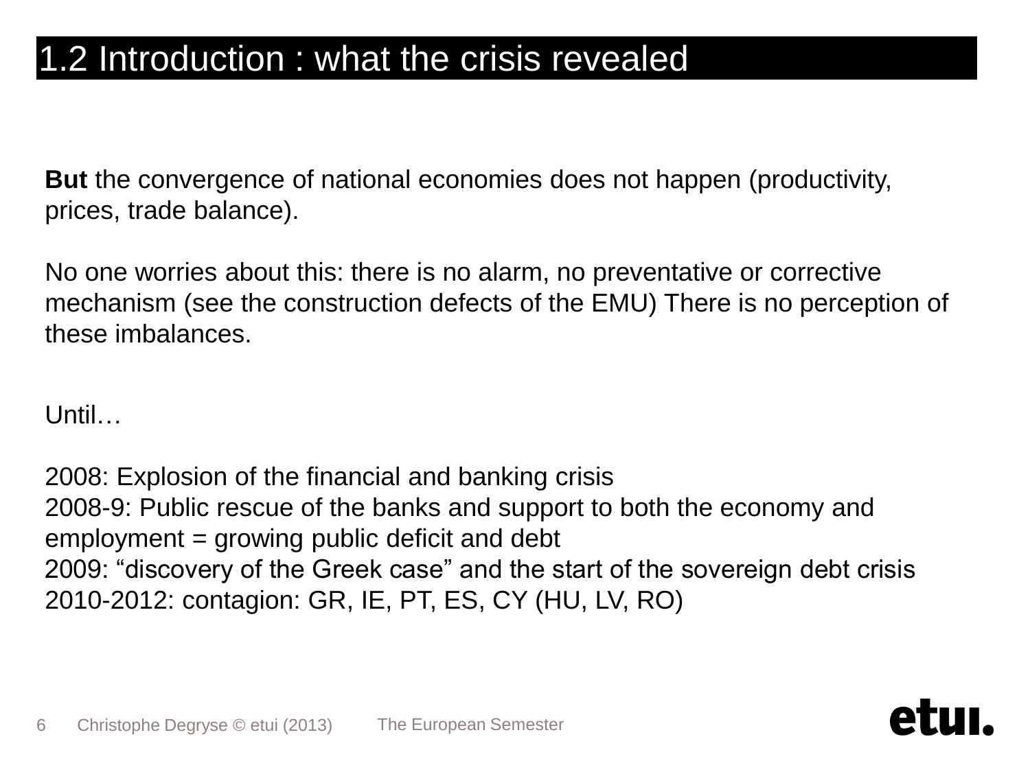# 1.2 Introduction : what the crisis revealed

**But** the convergence of national economies does not happen (productivity, prices, trade balance).

No one worries about this: there is no alarm, no preventative or corrective mechanism (see the construction defects of the EMU) There is no perception of these imbalances.

Until…

2008: Explosion of the financial and banking crisis
2008-9: Public rescue of the banks and support to both the economy and employment = growing public deficit and debt
2009: “discovery of the Greek case” and the start of the sovereign debt crisis
2010-2012: contagion: GR, IE, PT, ES, CY (HU, LV, RO)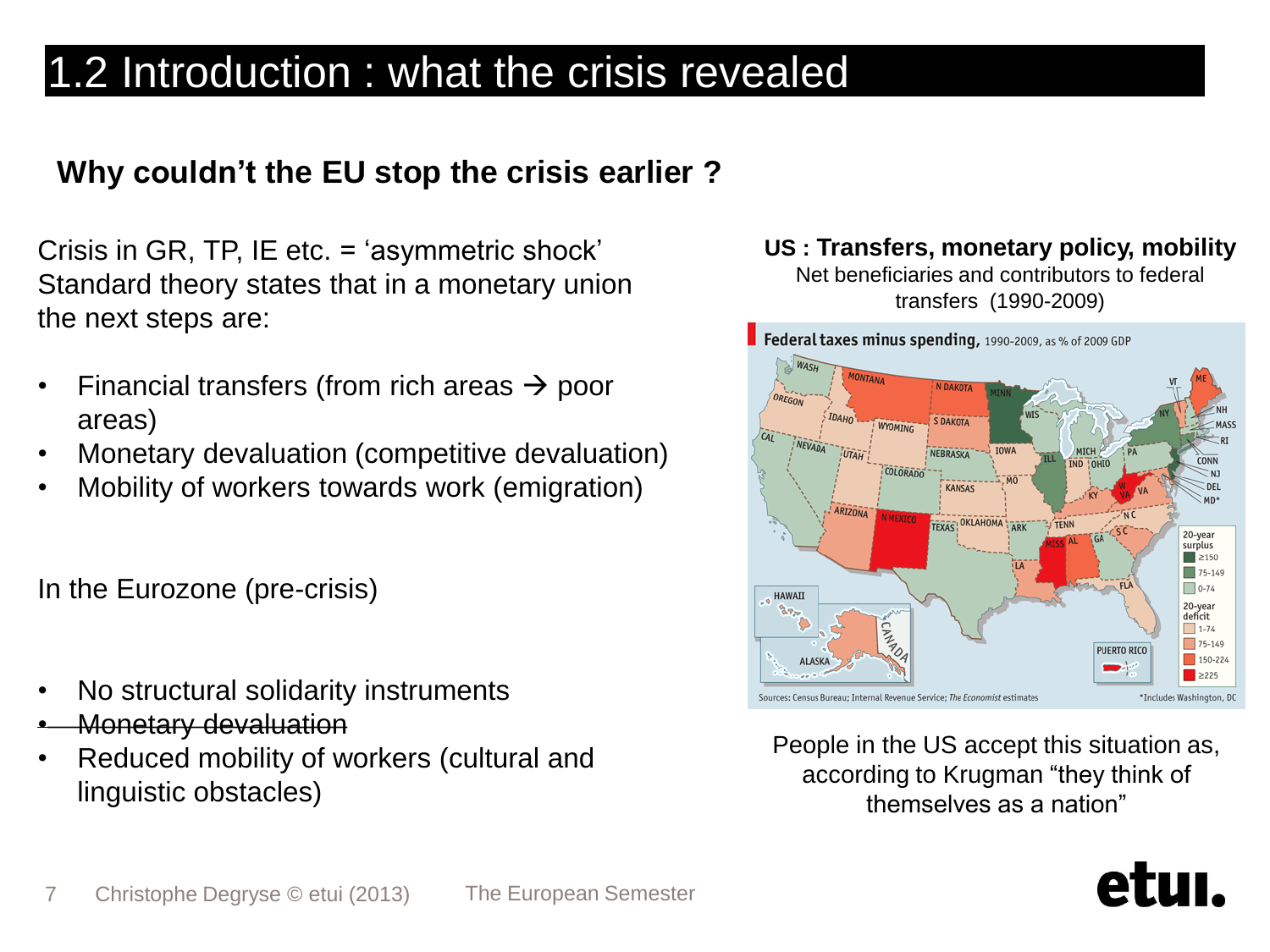# 1.2 Introduction : what the crisis revealed

## Why couldn't the EU stop the crisis earlier ?

Crisis in GR, TP, IE etc. = 'asymmetric shock'
Standard theory states that in a monetary union the next steps are:

- Financial transfers (from rich areas → poor areas)
- Monetary devaluation (competitive devaluation)
- Mobility of workers towards work (emigration)

In the Eurozone (pre-crisis)

- No structural solidarity instruments
- ~~Monetary devaluation~~
- Reduced mobility of workers (cultural and linguistic obstacles)

**US : Transfers, monetary policy, mobility**
Net beneficiaries and contributors to federal transfers (1990-2009)

**Federal taxes minus spending,** 1990-2009, as % of 2009 GDP

Sources: Census Bureau; Internal Revenue Service; *The Economist* estimates
*Includes Washington, DC

People in the US accept this situation as, according to Krugman "they think of themselves as a nation"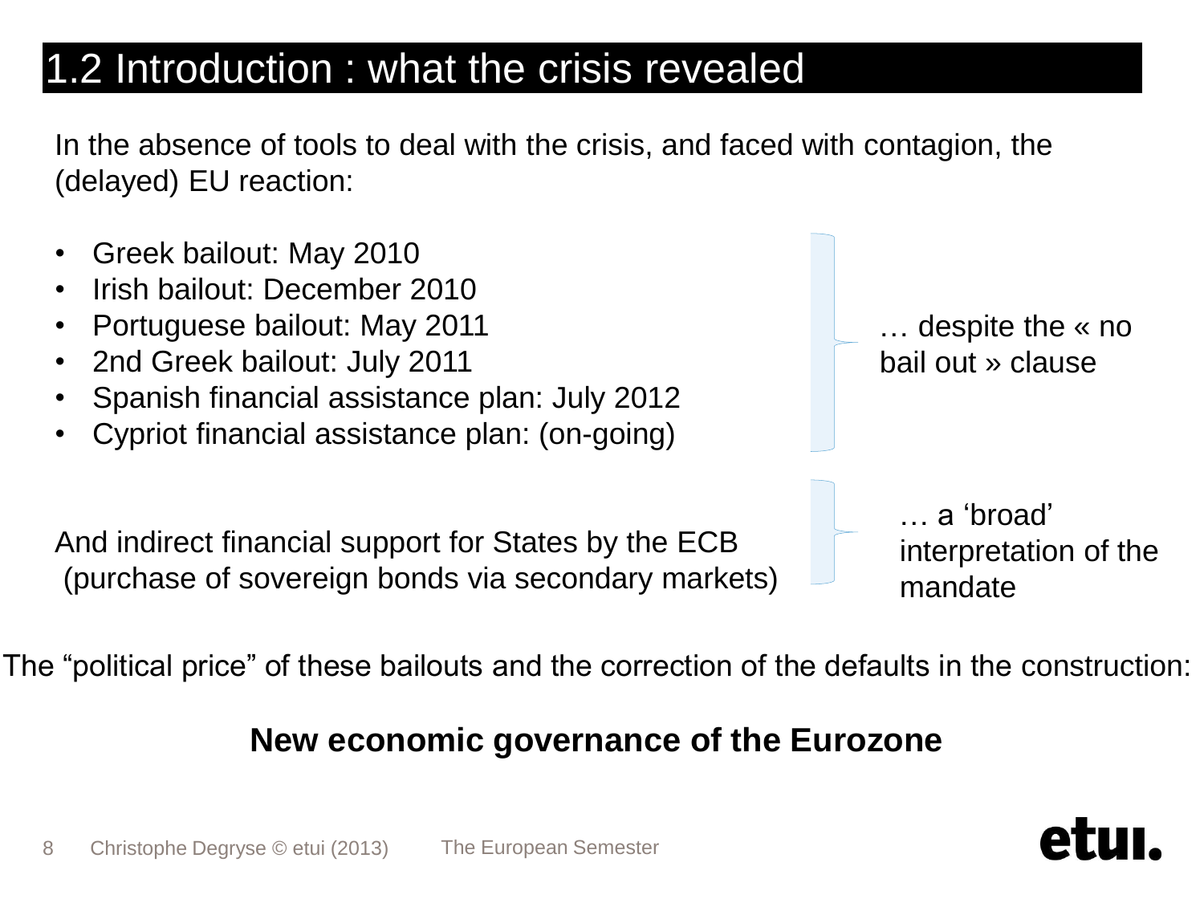# 1.2 Introduction : what the crisis revealed

In the absence of tools to deal with the crisis, and faced with contagion, the (delayed) EU reaction:

- Greek bailout: May 2010
- Irish bailout: December 2010
- Portuguese bailout: May 2011
- 2nd Greek bailout: July 2011
- Spanish financial assistance plan: July 2012
- Cypriot financial assistance plan: (on-going)

… despite the « no bail out » clause

And indirect financial support for States by the ECB (purchase of sovereign bonds via secondary markets)

… a 'broad' interpretation of the mandate

The "political price" of these bailouts and the correction of the defaults in the construction:

**New economic governance of the Eurozone**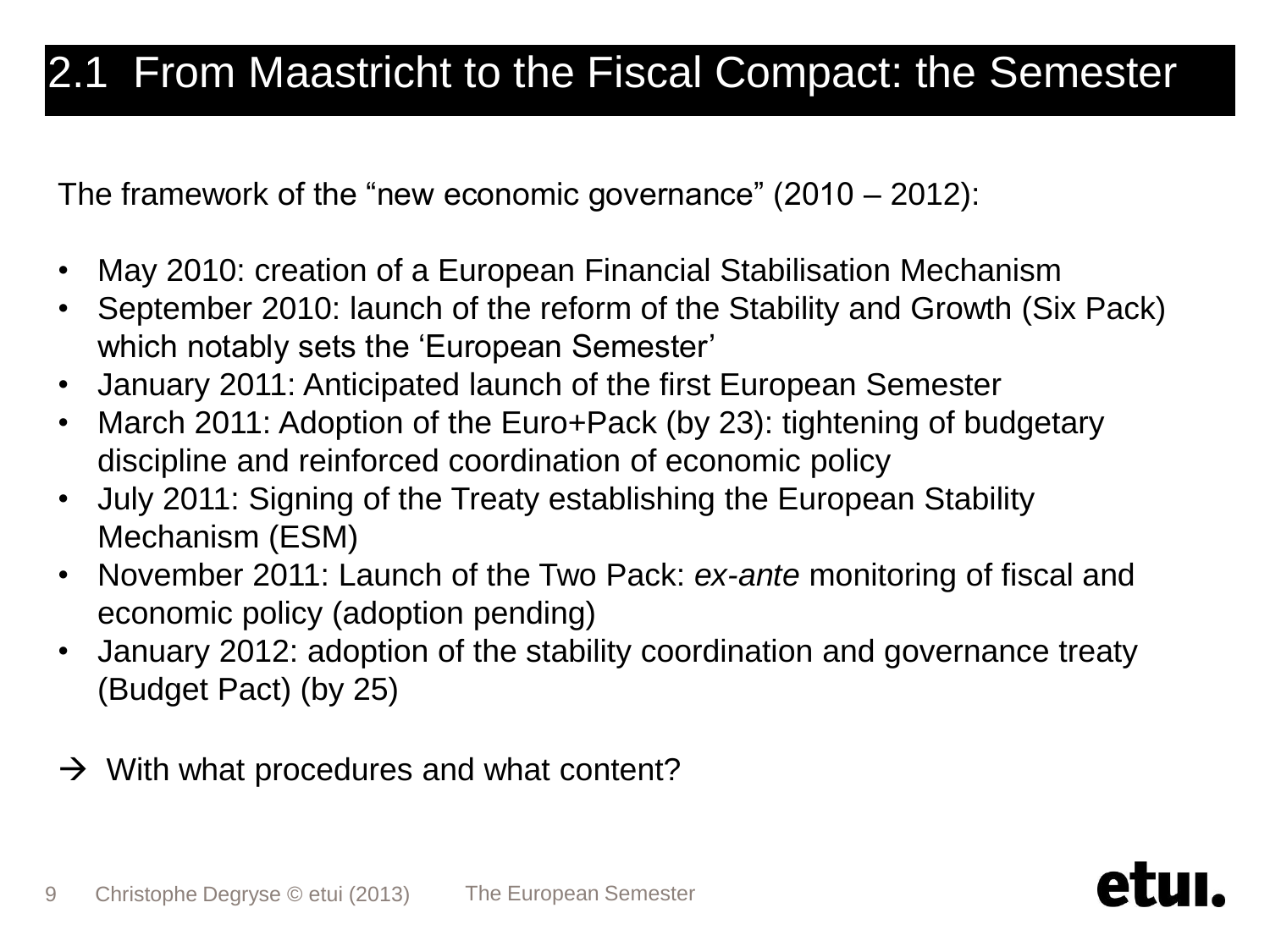## 2.1 From Maastricht to the Fiscal Compact: the Semester

The framework of the "new economic governance" (2010 – 2012):

- May 2010: creation of a European Financial Stabilisation Mechanism
- September 2010: launch of the reform of the Stability and Growth (Six Pack) which notably sets the 'European Semester'
- January 2011: Anticipated launch of the first European Semester
- March 2011: Adoption of the Euro+Pack (by 23): tightening of budgetary discipline and reinforced coordination of economic policy
- July 2011: Signing of the Treaty establishing the European Stability Mechanism (ESM)
- November 2011: Launch of the Two Pack: *ex-ante* monitoring of fiscal and economic policy (adoption pending)
- January 2012: adoption of the stability coordination and governance treaty (Budget Pact) (by 25)

→ With what procedures and what content?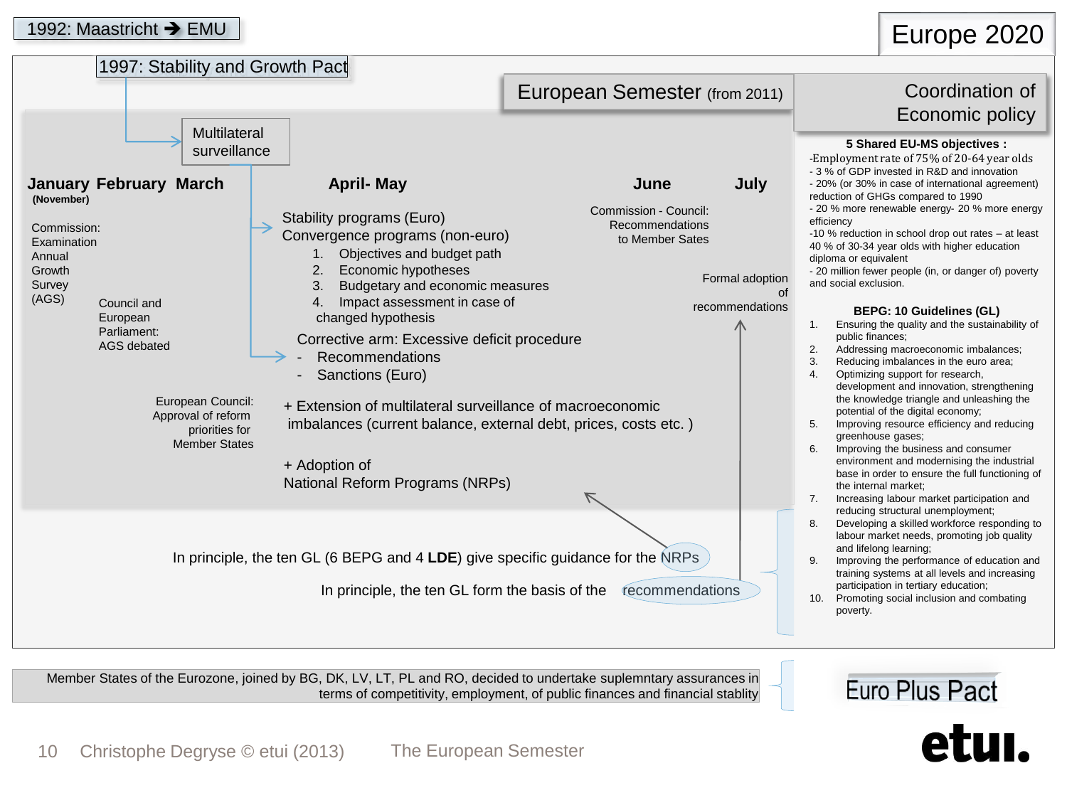1992: Maastricht → EMU

# Europe 2020

1997: Stability and Growth Pact

## European Semester (from 2011)

## Coordination of Economic policy

Multilateral surveillance

**January February March**

**(November)**

Commission: Examination Annual Growth Survey (AGS)

Council and European Parliament: AGS debated

European Council: Approval of reform priorities for Member States

**April- May**

Stability programs (Euro)
Convergence programs (non-euro)

1. Objectives and budget path
2. Economic hypotheses
3. Budgetary and economic measures
4. Impact assessment in case of changed hypothesis

Corrective arm: Excessive deficit procedure

- Recommendations
- Sanctions (Euro)

+ Extension of multilateral surveillance of macroeconomic imbalances (current balance, external debt, prices, costs etc. )

+ Adoption of National Reform Programs (NRPs)

**June**

Commission - Council: Recommendations to Member Sates

**July**

Formal adoption of recommendations

In principle, the ten GL (6 BEPG and 4 **LDE**) give specific guidance for the NRPs

In principle, the ten GL form the basis of the recommendations

**5 Shared EU-MS objectives :**

- Employment rate of 75% of 20-64 year olds
- 3 % of GDP invested in R&D and innovation
- 20% (or 30% in case of international agreement) reduction of GHGs compared to 1990
- 20 % more renewable energy- 20 % more energy efficiency
- 10 % reduction in school drop out rates – at least 40 % of 30-34 year olds with higher education diploma or equivalent
- 20 million fewer people (in, or danger of) poverty and social exclusion.

**BEPG: 10 Guidelines (GL)**

1. Ensuring the quality and the sustainability of public finances;
2. Addressing macroeconomic imbalances;
3. Reducing imbalances in the euro area;
4. Optimizing support for research, development and innovation, strengthening the knowledge triangle and unleashing the potential of the digital economy;
5. Improving resource efficiency and reducing greenhouse gases;
6. Improving the business and consumer environment and modernising the industrial base in order to ensure the full functioning of the internal market;
7. Increasing labour market participation and reducing structural unemployment;
8. Developing a skilled workforce responding to labour market needs, promoting job quality and lifelong learning;
9. Improving the performance of education and training systems at all levels and increasing participation in tertiary education;
10. Promoting social inclusion and combating poverty.

Member States of the Eurozone, joined by BG, DK, LV, LT, PL and RO, decided to undertake suplemntary assurances in terms of competitivity, employment, of public finances and financial stablity

Euro Plus Pact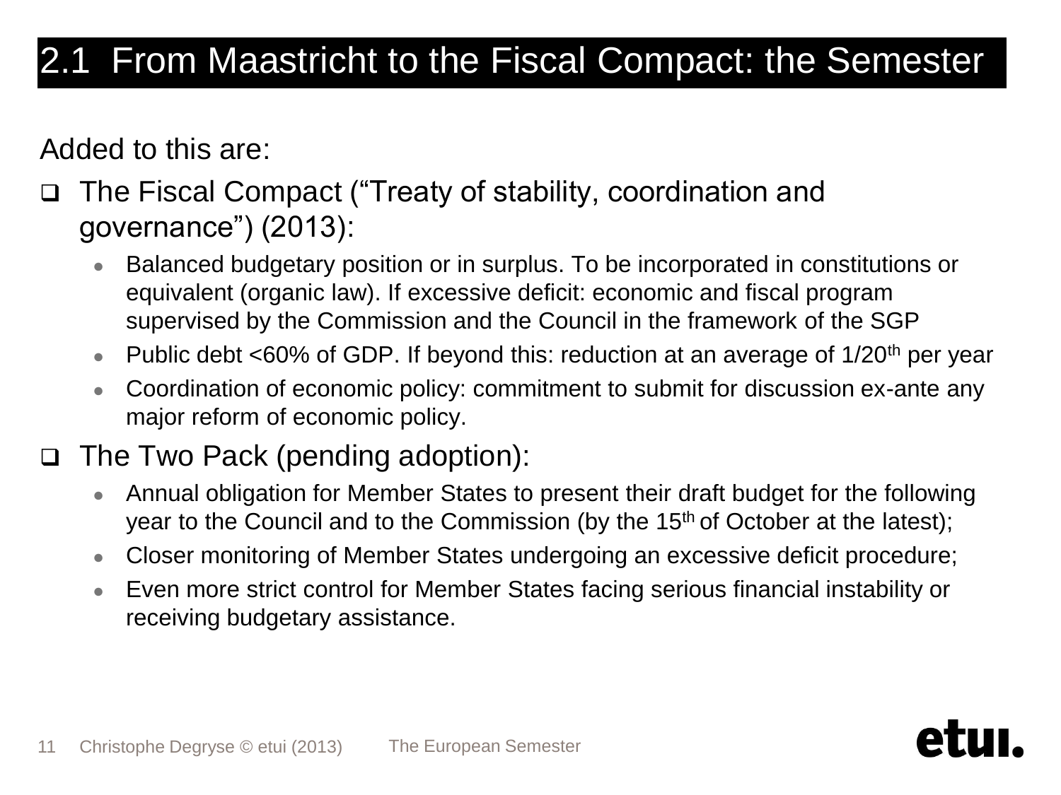# 2.1 From Maastricht to the Fiscal Compact: the Semester

Added to this are:

- The Fiscal Compact ("Treaty of stability, coordination and governance") (2013):
  - Balanced budgetary position or in surplus. To be incorporated in constitutions or equivalent (organic law). If excessive deficit: economic and fiscal program supervised by the Commission and the Council in the framework of the SGP
  - Public debt <60% of GDP. If beyond this: reduction at an average of 1/20th per year
  - Coordination of economic policy: commitment to submit for discussion ex-ante any major reform of economic policy.
- The Two Pack (pending adoption):
  - Annual obligation for Member States to present their draft budget for the following year to the Council and to the Commission (by the 15th of October at the latest);
  - Closer monitoring of Member States undergoing an excessive deficit procedure;
  - Even more strict control for Member States facing serious financial instability or receiving budgetary assistance.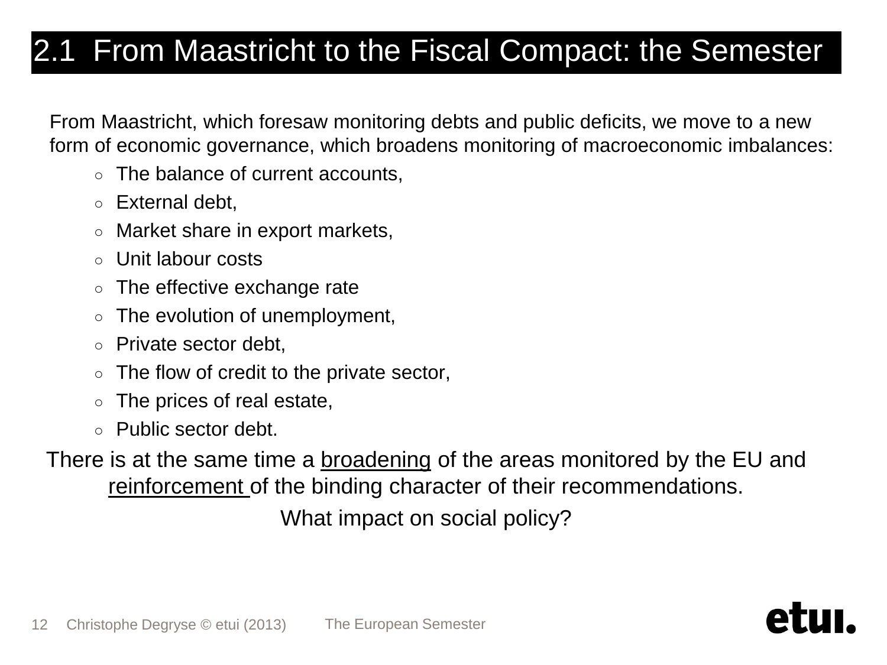## 2.1 From Maastricht to the Fiscal Compact: the Semester

From Maastricht, which foresaw monitoring debts and public deficits, we move to a new form of economic governance, which broadens monitoring of macroeconomic imbalances:

- The balance of current accounts,
- External debt,
- Market share in export markets,
- Unit labour costs
- The effective exchange rate
- The evolution of unemployment,
- Private sector debt,
- The flow of credit to the private sector,
- The prices of real estate,
- Public sector debt.

There is at the same time a <u>broadening</u> of the areas monitored by the EU and <u>reinforcement</u> of the binding character of their recommendations.

What impact on social policy?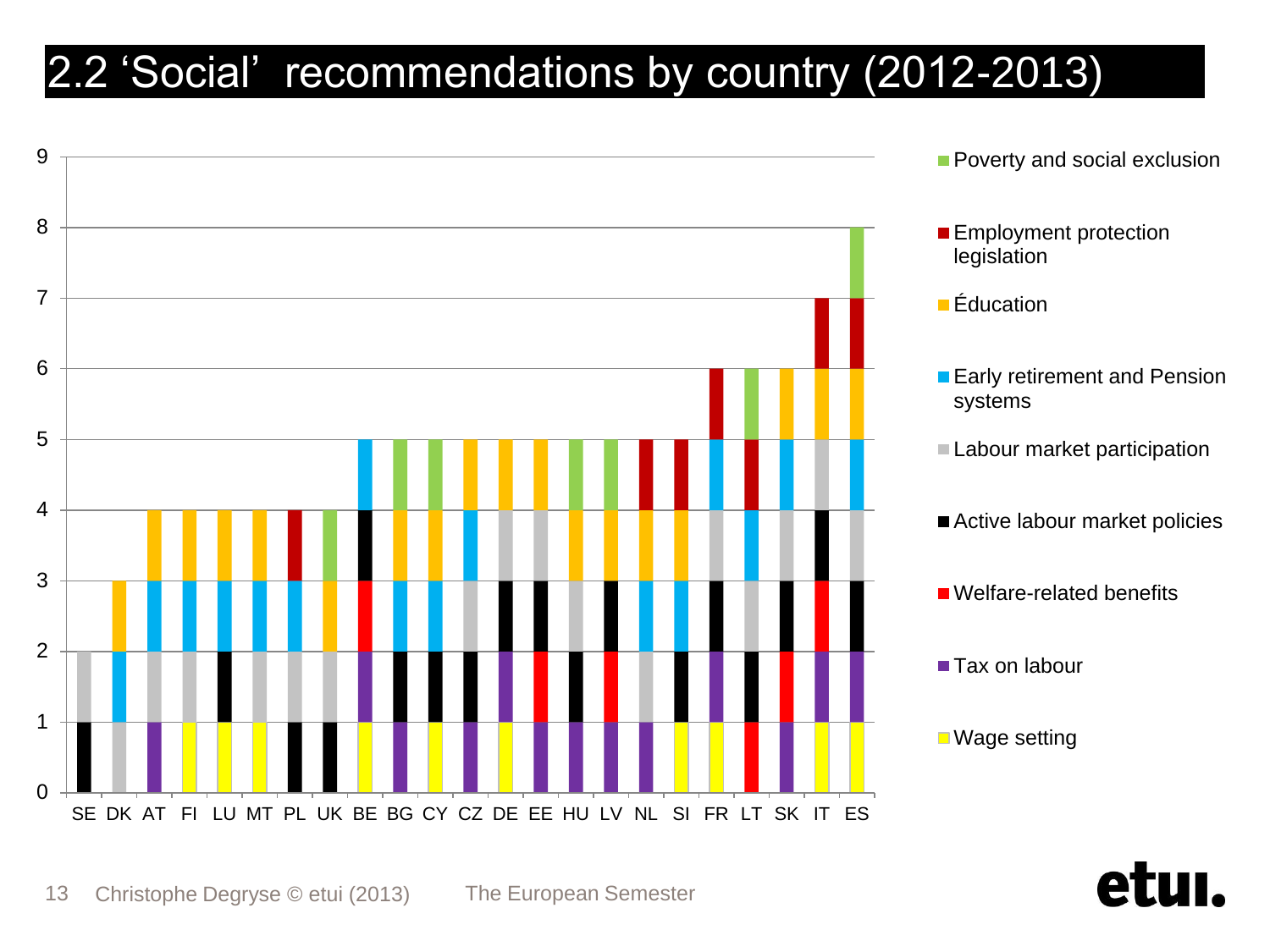# 2.2 'Social' recommendations by country (2012-2013)

| Country | Wage setting | Tax on labour | Welfare-related benefits | Active labour market policies | Labour market participation | Early retirement and Pension systems | Éducation | Employment protection legislation | Poverty and social exclusion | Total |
|---|---|---|---|---|---|---|---|---|---|---|
| SE | | | | 1 | 1 | | | | | 2 |
| DK | | | | | 1 | 1 | 1 | | | 3 |
| AT | | 1 | | | 1 | 1 | 1 | | | 4 |
| FI | 1 | | | | 1 | 1 | 1 | | | 4 |
| LU | 1 | | | 1 | | 1 | 1 | | | 4 |
| MT | 1 | | | | 1 | 1 | 1 | | | 4 |
| PL | | | | 1 | 1 | 1 | | 1 | | 4 |
| UK | | | | 1 | 1 | | 1 | | 1 | 4 |
| BE | 1 | 1 | 1 | 1 | | 1 | | | | 5 |
| BG | | 1 | | 1 | | 1 | 1 | | 1 | 5 |
| CY | 1 | | | 1 | | 1 | 1 | | 1 | 5 |
| CZ | | 1 | | 1 | 1 | 1 | 1 | | | 5 |
| DE | 1 | 1 | | 1 | 1 | | 1 | | | 5 |
| EE | | 1 | 1 | 1 | 1 | | 1 | | | 5 |
| HU | | 1 | | 1 | 1 | | 1 | | 1 | 5 |
| LV | | 1 | 1 | 1 | | | 1 | | 1 | 5 |
| NL | | 1 | | | 1 | 1 | 1 | 1 | | 5 |
| SI | 1 | | | 1 | | 1 | 1 | 1 | | 5 |
| FR | 1 | 1 | | 1 | 1 | 1 | | 1 | | 6 |
| LT | | | 1 | 1 | 1 | 1 | | 1 | 1 | 6 |
| SK | | 1 | 1 | 1 | 1 | 1 | 1 | | | 6 |
| IT | 1 | 1 | 1 | 1 | 1 | | 1 | 1 | | 7 |
| ES | 1 | 1 | | 1 | 1 | 1 | 1 | 1 | 1 | 8 |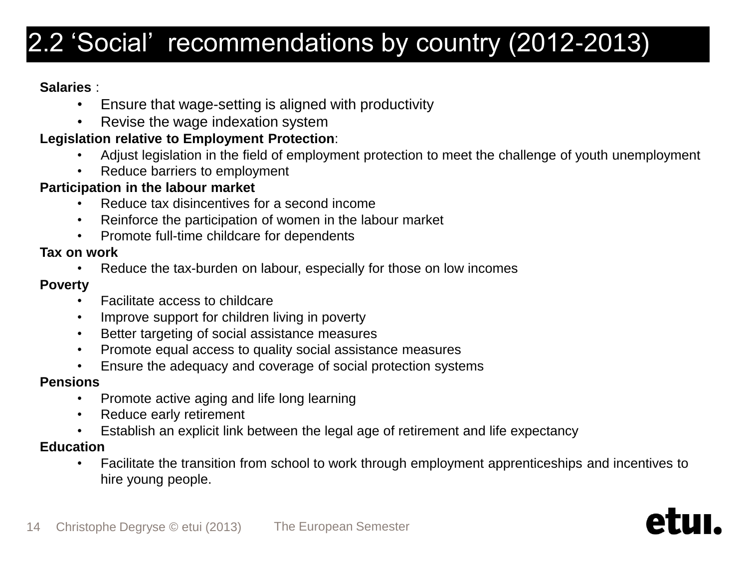# 2.2 ‘Social’ recommendations by country (2012-2013)

**Salaries** :

- Ensure that wage-setting is aligned with productivity
- Revise the wage indexation system

**Legislation relative to Employment Protection**:

- Adjust legislation in the field of employment protection to meet the challenge of youth unemployment
- Reduce barriers to employment

**Participation in the labour market**

- Reduce tax disincentives for a second income
- Reinforce the participation of women in the labour market
- Promote full-time childcare for dependents

**Tax on work**

- Reduce the tax-burden on labour, especially for those on low incomes

**Poverty**

- Facilitate access to childcare
- Improve support for children living in poverty
- Better targeting of social assistance measures
- Promote equal access to quality social assistance measures
- Ensure the adequacy and coverage of social protection systems

**Pensions**

- Promote active aging and life long learning
- Reduce early retirement
- Establish an explicit link between the legal age of retirement and life expectancy

**Education**

- Facilitate the transition from school to work through employment apprenticeships and incentives to hire young people.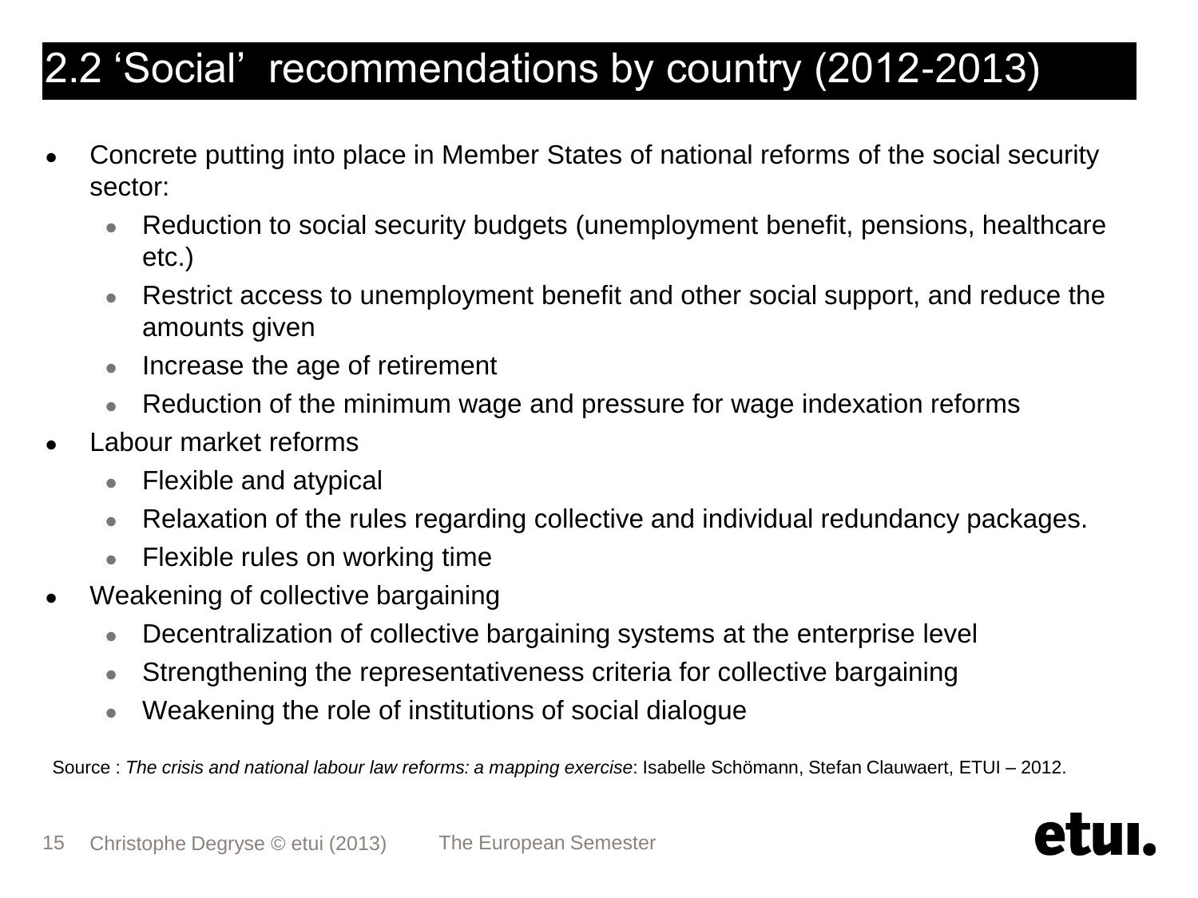## 2.2 'Social' recommendations by country (2012-2013)

- Concrete putting into place in Member States of national reforms of the social security sector:
  - Reduction to social security budgets (unemployment benefit, pensions, healthcare etc.)
  - Restrict access to unemployment benefit and other social support, and reduce the amounts given
  - Increase the age of retirement
  - Reduction of the minimum wage and pressure for wage indexation reforms
- Labour market reforms
  - Flexible and atypical
  - Relaxation of the rules regarding collective and individual redundancy packages.
  - Flexible rules on working time
- Weakening of collective bargaining
  - Decentralization of collective bargaining systems at the enterprise level
  - Strengthening the representativeness criteria for collective bargaining
  - Weakening the role of institutions of social dialogue

Source : *The crisis and national labour law reforms: a mapping exercise*: Isabelle Schömann, Stefan Clauwaert, ETUI – 2012.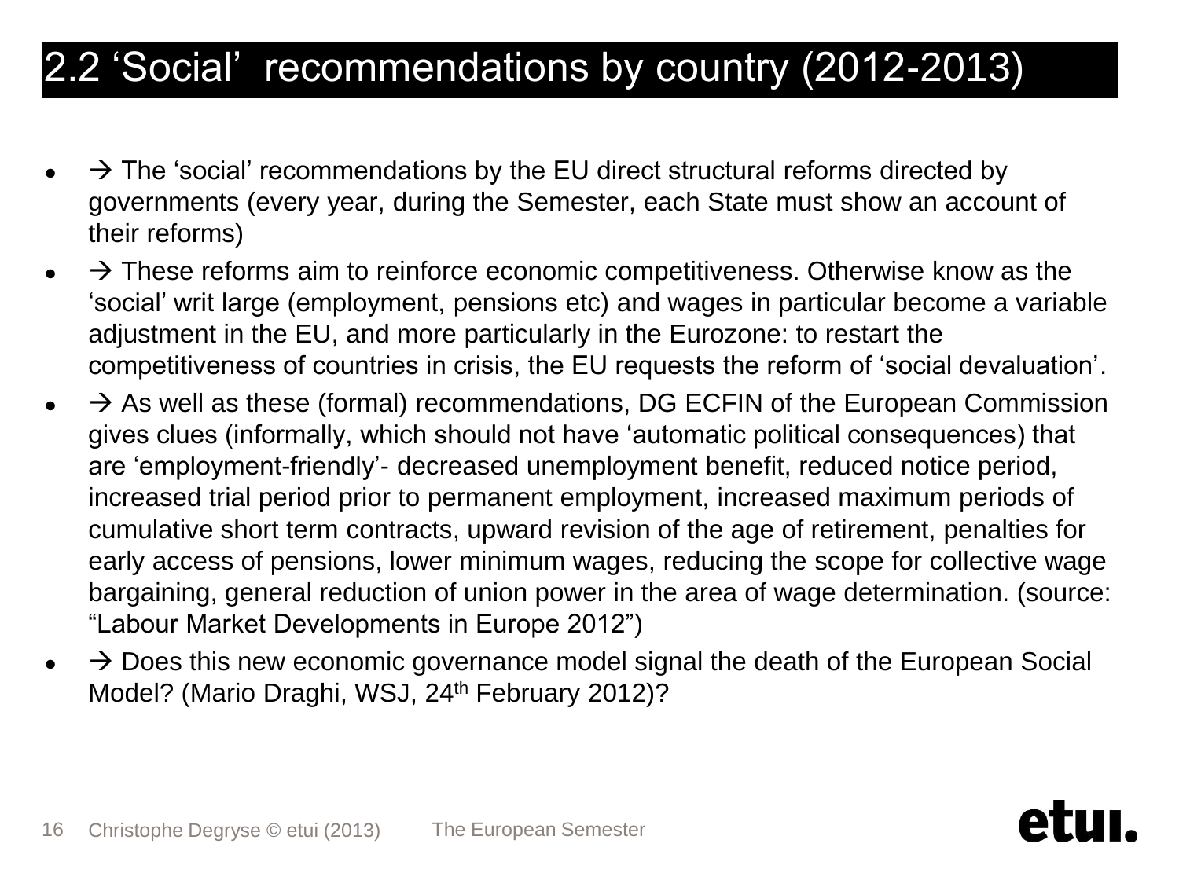# 2.2 'Social' recommendations by country (2012-2013)

- → The 'social' recommendations by the EU direct structural reforms directed by governments (every year, during the Semester, each State must show an account of their reforms)
- → These reforms aim to reinforce economic competitiveness. Otherwise know as the 'social' writ large (employment, pensions etc) and wages in particular become a variable adjustment in the EU, and more particularly in the Eurozone: to restart the competitiveness of countries in crisis, the EU requests the reform of 'social devaluation'.
- → As well as these (formal) recommendations, DG ECFIN of the European Commission gives clues (informally, which should not have 'automatic political consequences) that are 'employment-friendly'- decreased unemployment benefit, reduced notice period, increased trial period prior to permanent employment, increased maximum periods of cumulative short term contracts, upward revision of the age of retirement, penalties for early access of pensions, lower minimum wages, reducing the scope for collective wage bargaining, general reduction of union power in the area of wage determination. (source: "Labour Market Developments in Europe 2012")
- → Does this new economic governance model signal the death of the European Social Model? (Mario Draghi, WSJ, 24th February 2012)?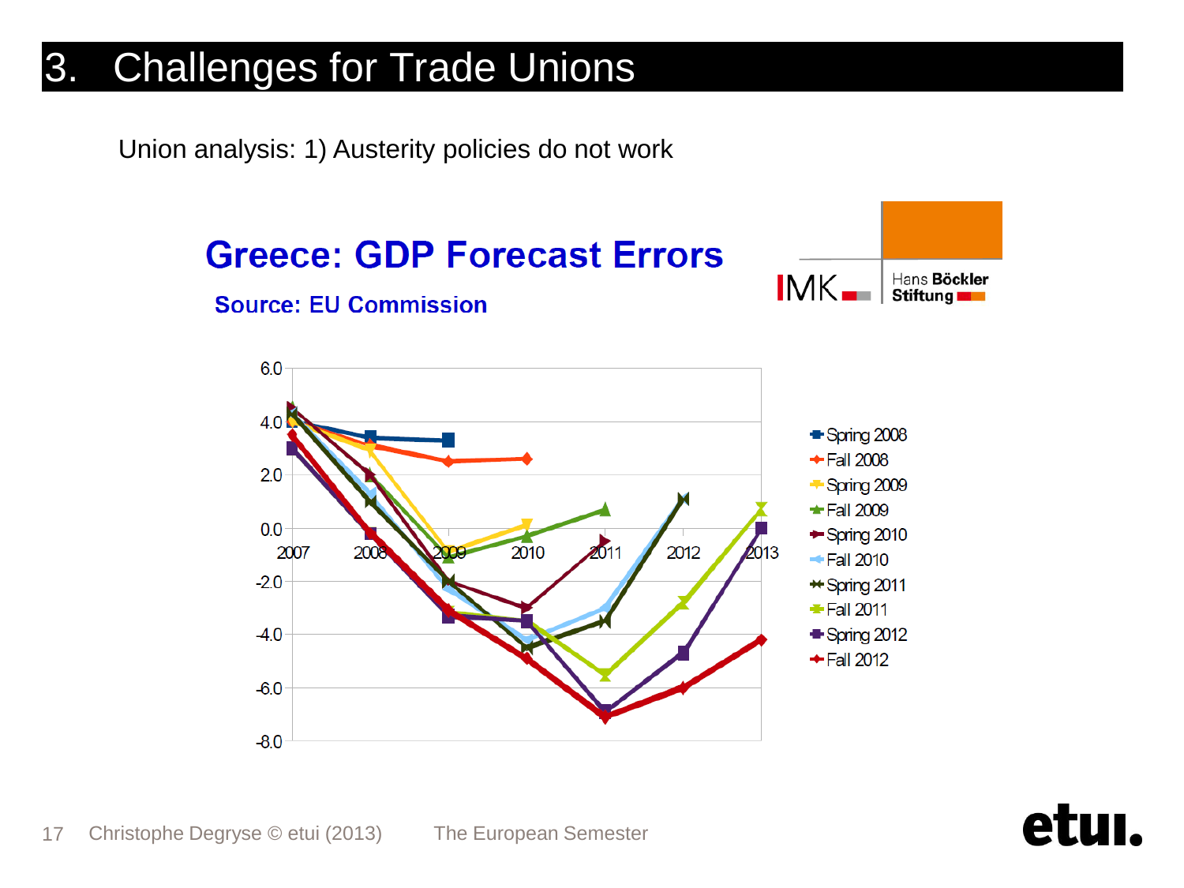# 3. Challenges for Trade Unions

Union analysis: 1) Austerity policies do not work

## Greece: GDP Forecast Errors

**Source: EU Commission**

IMK Hans Böckler Stiftung

| | 2007 | 2008 | 2009 | 2010 | 2011 | 2012 | 2013 |
|---|---|---|---|---|---|---|---|
| Spring 2008 | 4.0 | 3.4 | 3.3 | | | | |
| Fall 2008 | 4.0 | 3.1 | 2.5 | 2.6 | | | |
| Spring 2009 | 4.0 | 2.9 | -0.8 | 0.1 | | | |
| Fall 2009 | 4.5 | 2.0 | -1.1 | -0.3 | 0.7 | | |
| Spring 2010 | 4.5 | 2.0 | -2.0 | -3.0 | -0.5 | | |
| Fall 2010 | 4.3 | 1.3 | -2.3 | -4.2 | -3.0 | 1.1 | |
| Spring 2011 | 4.3 | 1.0 | -2.0 | -4.5 | -3.5 | 1.1 | |
| Fall 2011 | | | | -3.5 | -5.5 | -2.8 | 0.7 |
| Spring 2012 | 3.0 | -0.2 | -3.3 | -3.5 | -6.9 | -4.7 | 0.0 |
| Fall 2012 | 3.5 | -0.2 | -3.1 | -4.9 | -7.1 | -6.0 | -4.2 |

Christophe Degryse © etui (2013) The European Semester

etui.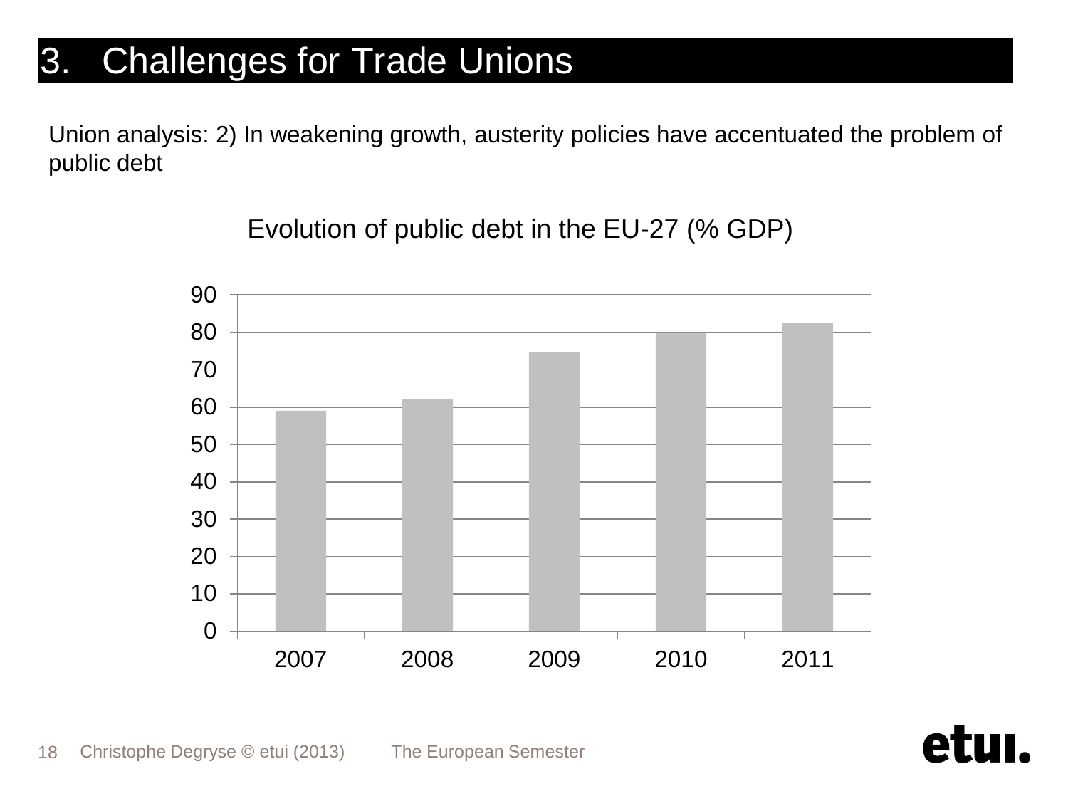# 3. Challenges for Trade Unions

Union analysis: 2) In weakening growth, austerity policies have accentuated the problem of public debt

Evolution of public debt in the EU-27 (% GDP)

| Year | % GDP |
|---|---|
| 2007 | 59 |
| 2008 | 62 |
| 2009 | 74.5 |
| 2010 | 80 |
| 2011 | 82.5 |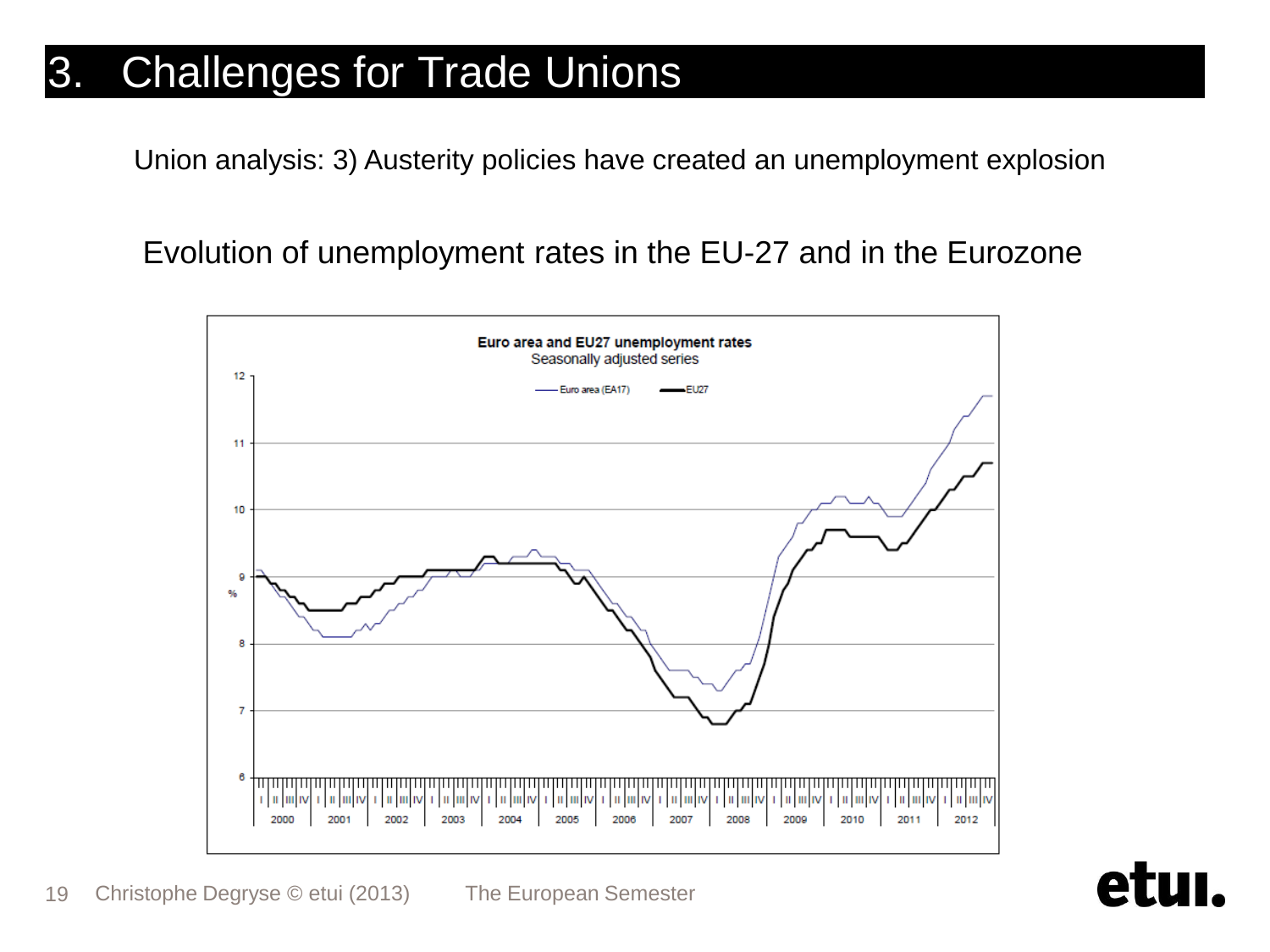# 3. Challenges for Trade Unions

Union analysis: 3) Austerity policies have created an unemployment explosion

Evolution of unemployment rates in the EU-27 and in the Eurozone

**Euro area and EU27 unemployment rates**
Seasonally adjusted series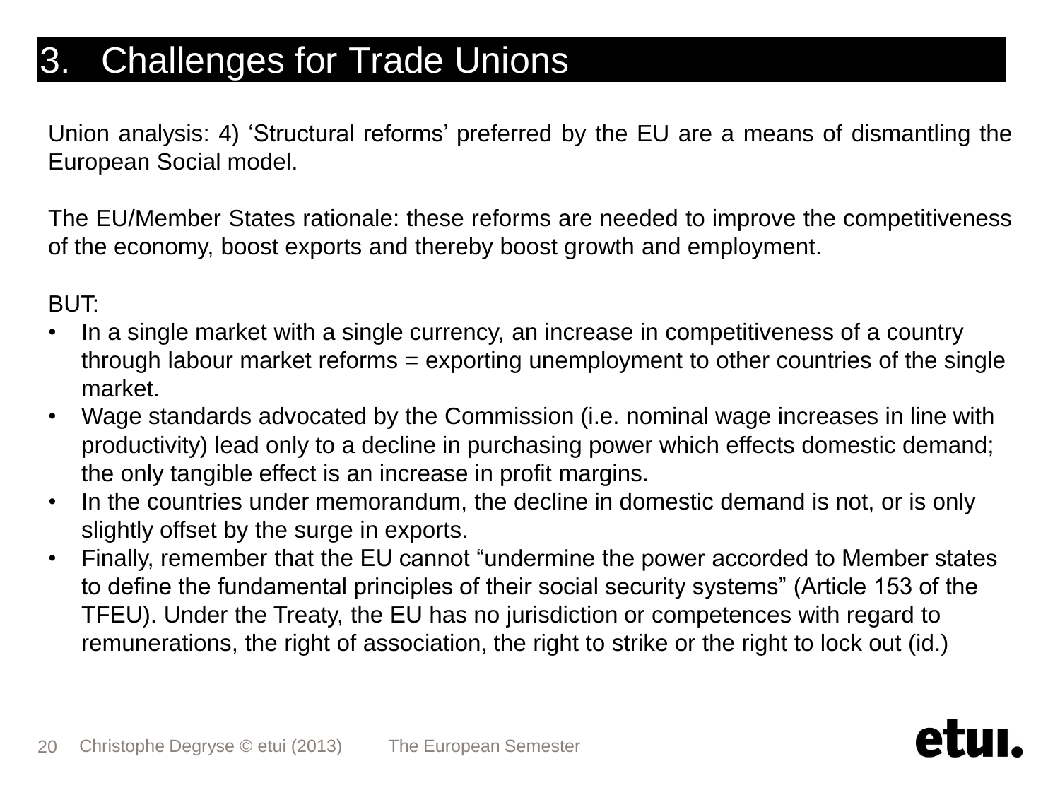# 3. Challenges for Trade Unions

Union analysis: 4) 'Structural reforms' preferred by the EU are a means of dismantling the European Social model.

The EU/Member States rationale: these reforms are needed to improve the competitiveness of the economy, boost exports and thereby boost growth and employment.

BUT:

- In a single market with a single currency, an increase in competitiveness of a country through labour market reforms = exporting unemployment to other countries of the single market.
- Wage standards advocated by the Commission (i.e. nominal wage increases in line with productivity) lead only to a decline in purchasing power which effects domestic demand; the only tangible effect is an increase in profit margins.
- In the countries under memorandum, the decline in domestic demand is not, or is only slightly offset by the surge in exports.
- Finally, remember that the EU cannot "undermine the power accorded to Member states to define the fundamental principles of their social security systems" (Article 153 of the TFEU). Under the Treaty, the EU has no jurisdiction or competences with regard to remunerations, the right of association, the right to strike or the right to lock out (id.)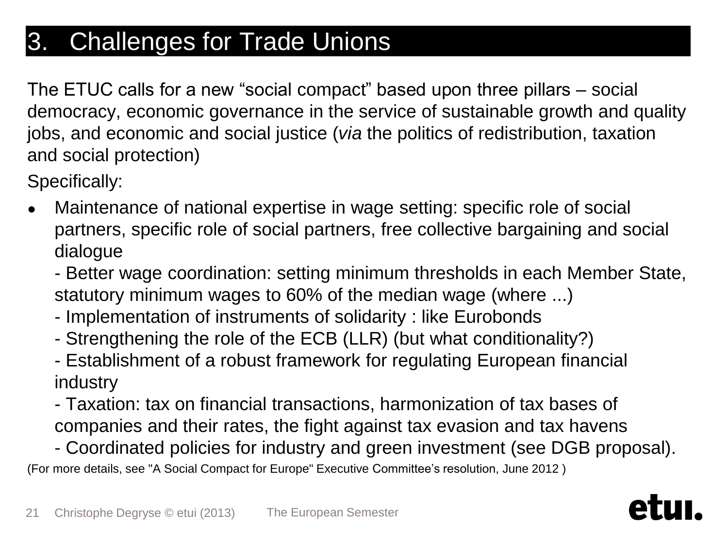# 3. Challenges for Trade Unions

The ETUC calls for a new "social compact" based upon three pillars – social democracy, economic governance in the service of sustainable growth and quality jobs, and economic and social justice (*via* the politics of redistribution, taxation and social protection)

Specifically:

- Maintenance of national expertise in wage setting: specific role of social partners, specific role of social partners, free collective bargaining and social dialogue

  - Better wage coordination: setting minimum thresholds in each Member State, statutory minimum wages to 60% of the median wage (where ...)

  - Implementation of instruments of solidarity : like Eurobonds

  - Strengthening the role of the ECB (LLR) (but what conditionality?)

  - Establishment of a robust framework for regulating European financial industry

  - Taxation: tax on financial transactions, harmonization of tax bases of companies and their rates, the fight against tax evasion and tax havens

  - Coordinated policies for industry and green investment (see DGB proposal).

(For more details, see "A Social Compact for Europe" Executive Committee's resolution, June 2012 )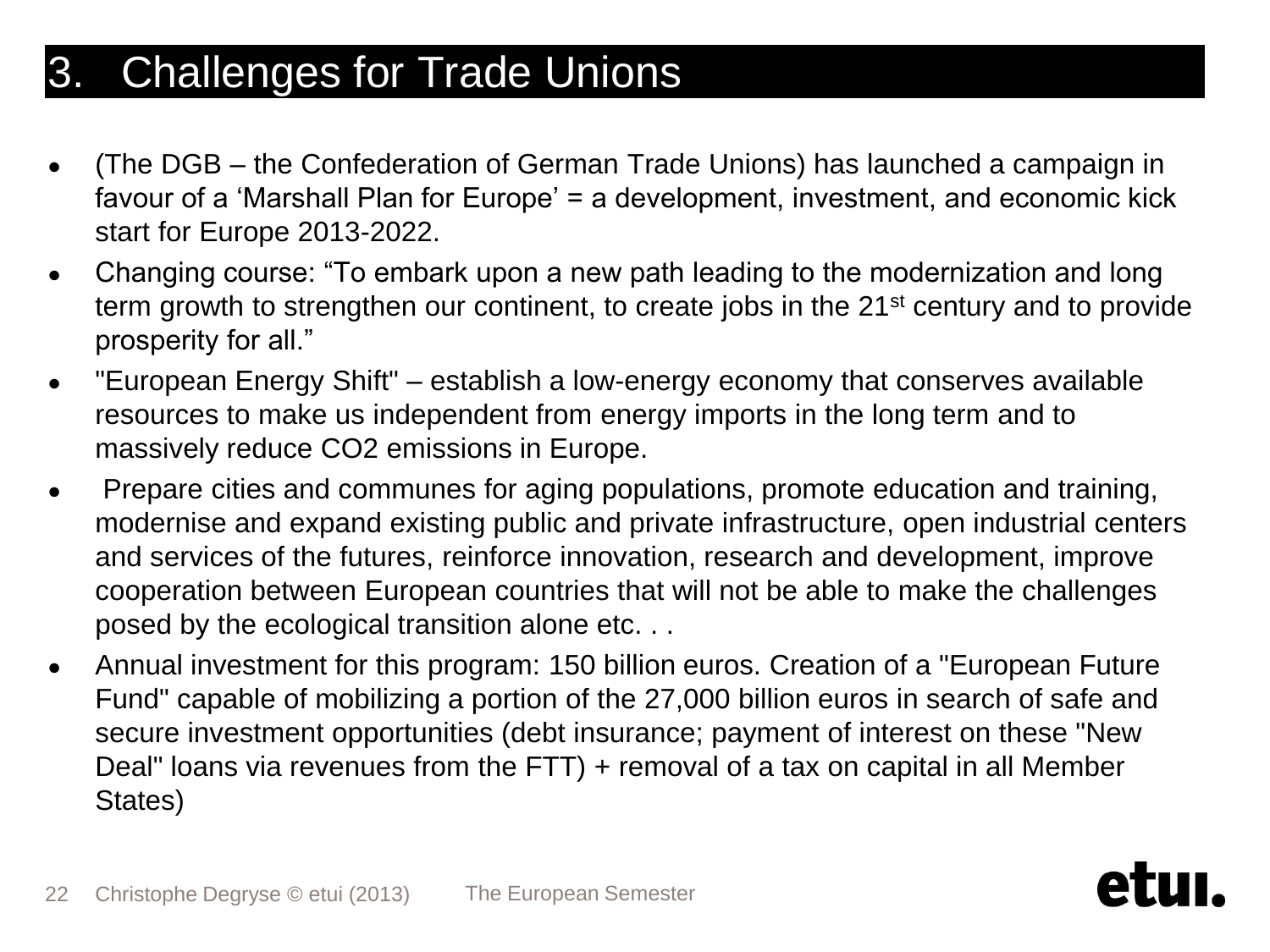# 3. Challenges for Trade Unions

- (The DGB – the Confederation of German Trade Unions) has launched a campaign in favour of a 'Marshall Plan for Europe' = a development, investment, and economic kick start for Europe 2013-2022.
- Changing course: "To embark upon a new path leading to the modernization and long term growth to strengthen our continent, to create jobs in the 21st century and to provide prosperity for all."
- "European Energy Shift" – establish a low-energy economy that conserves available resources to make us independent from energy imports in the long term and to massively reduce $CO_2$ emissions in Europe.
- Prepare cities and communes for aging populations, promote education and training, modernise and expand existing public and private infrastructure, open industrial centers and services of the futures, reinforce innovation, research and development, improve cooperation between European countries that will not be able to make the challenges posed by the ecological transition alone etc. . .
- Annual investment for this program: 150 billion euros. Creation of a "European Future Fund" capable of mobilizing a portion of the 27,000 billion euros in search of safe and secure investment opportunities (debt insurance; payment of interest on these "New Deal" loans via revenues from the FTT) + removal of a tax on capital in all Member States)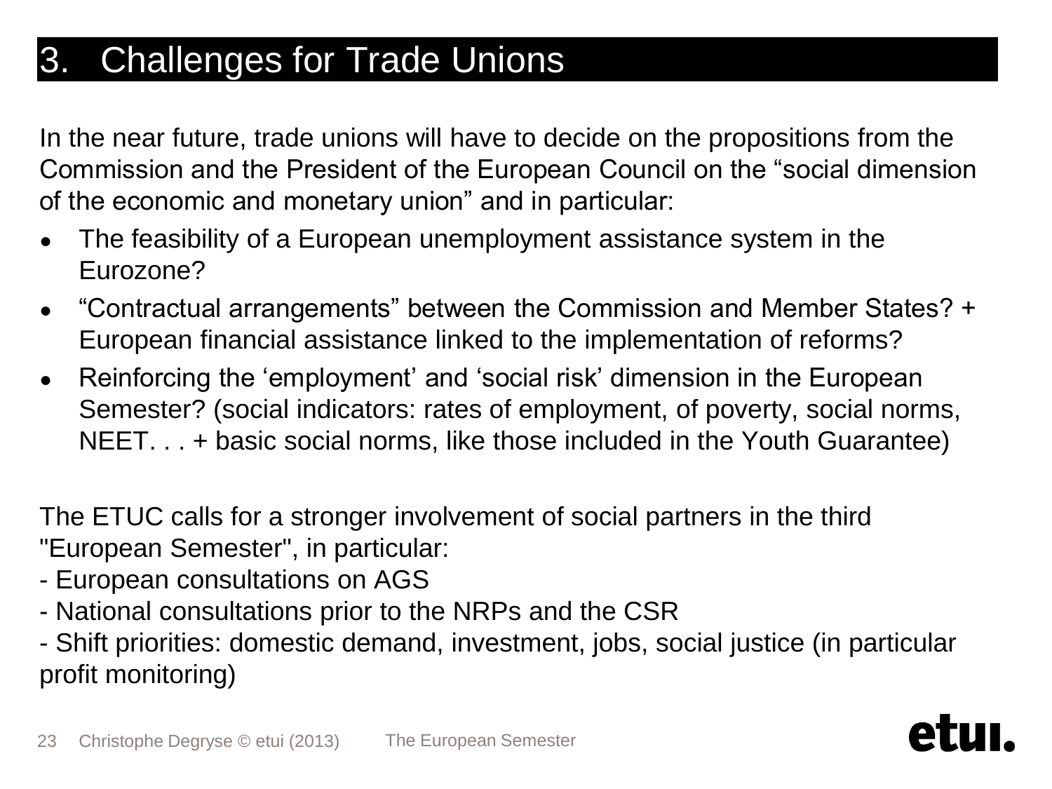# 3. Challenges for Trade Unions

In the near future, trade unions will have to decide on the propositions from the Commission and the President of the European Council on the "social dimension of the economic and monetary union" and in particular:

- The feasibility of a European unemployment assistance system in the Eurozone?
- "Contractual arrangements" between the Commission and Member States? + European financial assistance linked to the implementation of reforms?
- Reinforcing the 'employment' and 'social risk' dimension in the European Semester? (social indicators: rates of employment, of poverty, social norms, NEET. . . + basic social norms, like those included in the Youth Guarantee)

The ETUC calls for a stronger involvement of social partners in the third "European Semester", in particular:

- European consultations on AGS
- National consultations prior to the NRPs and the CSR
- Shift priorities: domestic demand, investment, jobs, social justice (in particular profit monitoring)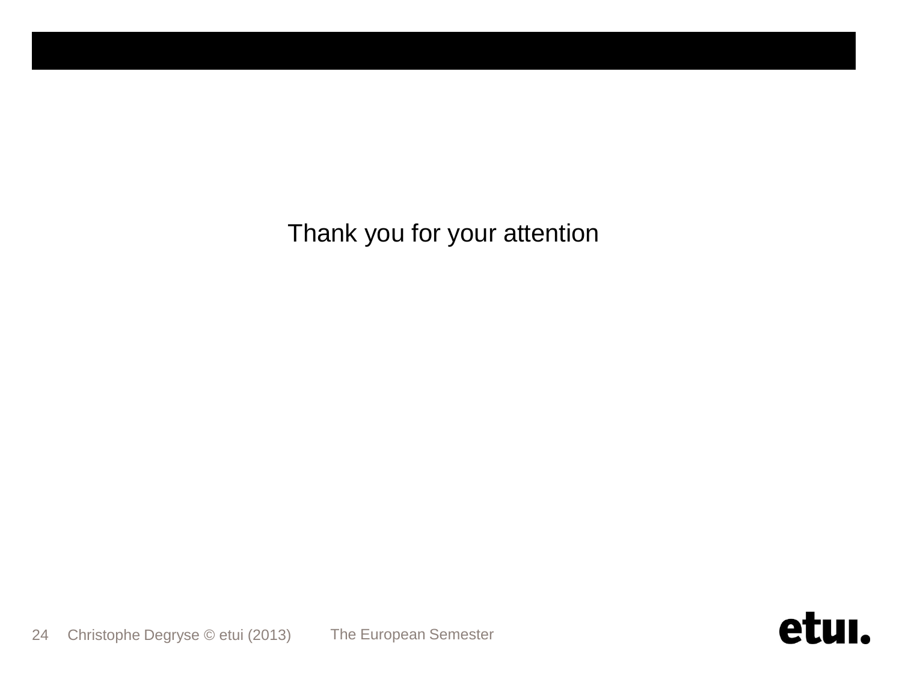Thank you for your attention